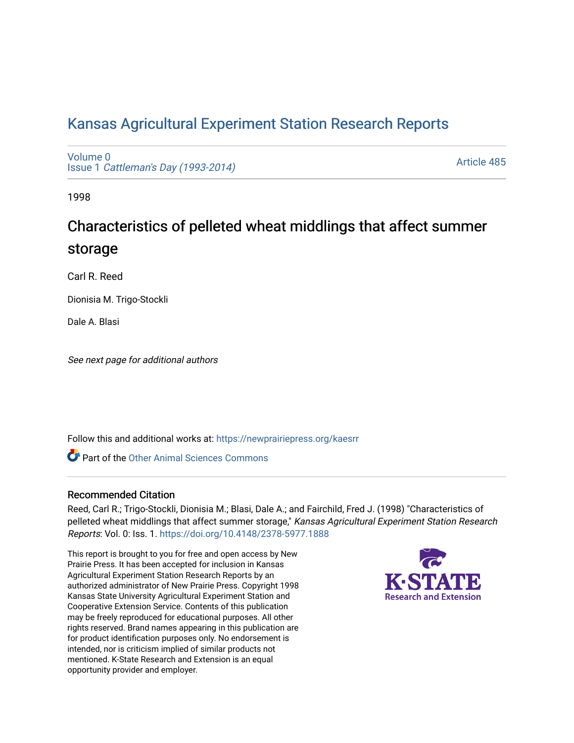# Kansas Agricultural Experiment Station Research Reports

Volume 0
Issue 1 *Cattleman's Day (1993-2014)*

Article 485

1998

## Characteristics of pelleted wheat middlings that affect summer storage

Carl R. Reed

Dionisia M. Trigo-Stockli

Dale A. Blasi

*See next page for additional authors*

Follow this and additional works at: https://newprairiepress.org/kaesrr

Part of the Other Animal Sciences Commons

### Recommended Citation

Reed, Carl R.; Trigo-Stockli, Dionisia M.; Blasi, Dale A.; and Fairchild, Fred J. (1998) "Characteristics of pelleted wheat middlings that affect summer storage," *Kansas Agricultural Experiment Station Research Reports*: Vol. 0: Iss. 1. https://doi.org/10.4148/2378-5977.1888

This report is brought to you for free and open access by New Prairie Press. It has been accepted for inclusion in Kansas Agricultural Experiment Station Research Reports by an authorized administrator of New Prairie Press. Copyright 1998 Kansas State University Agricultural Experiment Station and Cooperative Extension Service. Contents of this publication may be freely reproduced for educational purposes. All other rights reserved. Brand names appearing in this publication are for product identification purposes only. No endorsement is intended, nor is criticism implied of similar products not mentioned. K-State Research and Extension is an equal opportunity provider and employer.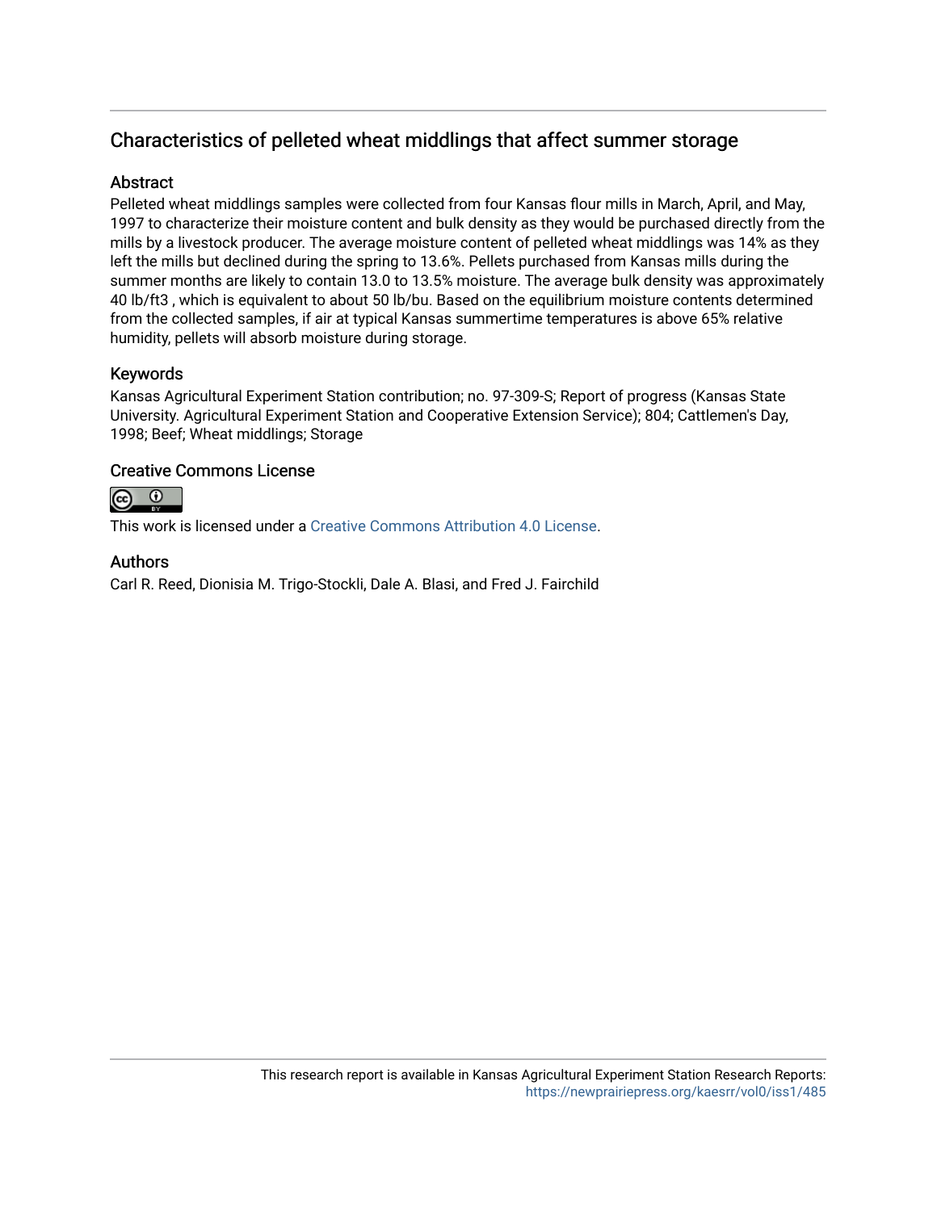## Characteristics of pelleted wheat middlings that affect summer storage

### Abstract

Pelleted wheat middlings samples were collected from four Kansas flour mills in March, April, and May, 1997 to characterize their moisture content and bulk density as they would be purchased directly from the mills by a livestock producer. The average moisture content of pelleted wheat middlings was 14% as they left the mills but declined during the spring to 13.6%. Pellets purchased from Kansas mills during the summer months are likely to contain 13.0 to 13.5% moisture. The average bulk density was approximately 40 lb/ft3 , which is equivalent to about 50 lb/bu. Based on the equilibrium moisture contents determined from the collected samples, if air at typical Kansas summertime temperatures is above 65% relative humidity, pellets will absorb moisture during storage.

### Keywords

Kansas Agricultural Experiment Station contribution; no. 97-309-S; Report of progress (Kansas State University. Agricultural Experiment Station and Cooperative Extension Service); 804; Cattlemen's Day, 1998; Beef; Wheat middlings; Storage

### Creative Commons License

This work is licensed under a Creative Commons Attribution 4.0 License.

### Authors

Carl R. Reed, Dionisia M. Trigo-Stockli, Dale A. Blasi, and Fred J. Fairchild

This research report is available in Kansas Agricultural Experiment Station Research Reports: https://newprairiepress.org/kaesrr/vol0/iss1/485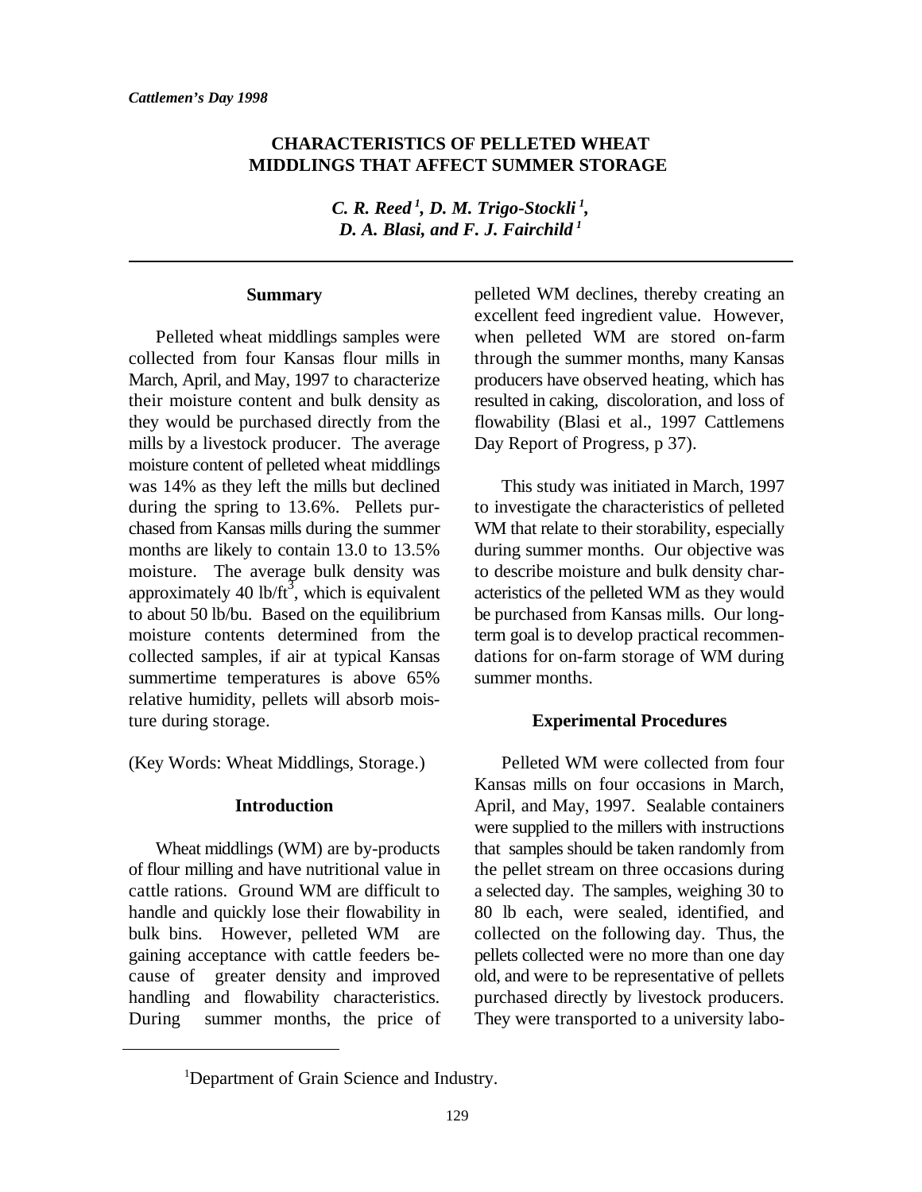*Cattlemen's Day 1998*

# CHARACTERISTICS OF PELLETED WHEAT MIDDLINGS THAT AFFECT SUMMER STORAGE

*C. R. Reed [1], D. M. Trigo-Stockli [1], D. A. Blasi, and F. J. Fairchild [1]*

## Summary

Pelleted wheat middlings samples were collected from four Kansas flour mills in March, April, and May, 1997 to characterize their moisture content and bulk density as they would be purchased directly from the mills by a livestock producer. The average moisture content of pelleted wheat middlings was 14% as they left the mills but declined during the spring to 13.6%. Pellets purchased from Kansas mills during the summer months are likely to contain 13.0 to 13.5% moisture. The average bulk density was approximately 40 lb/ft$^3$, which is equivalent to about 50 lb/bu. Based on the equilibrium moisture contents determined from the collected samples, if air at typical Kansas summertime temperatures is above 65% relative humidity, pellets will absorb moisture during storage.

(Key Words: Wheat Middlings, Storage.)

## Introduction

Wheat middlings (WM) are by-products of flour milling and have nutritional value in cattle rations. Ground WM are difficult to handle and quickly lose their flowability in bulk bins. However, pelleted WM are gaining acceptance with cattle feeders because of greater density and improved handling and flowability characteristics. During summer months, the price of pelleted WM declines, thereby creating an excellent feed ingredient value. However, when pelleted WM are stored on-farm through the summer months, many Kansas producers have observed heating, which has resulted in caking, discoloration, and loss of flowability (Blasi et al., 1997 Cattlemens Day Report of Progress, p 37).

This study was initiated in March, 1997 to investigate the characteristics of pelleted WM that relate to their storability, especially during summer months. Our objective was to describe moisture and bulk density characteristics of the pelleted WM as they would be purchased from Kansas mills. Our long-term goal is to develop practical recommendations for on-farm storage of WM during summer months.

## Experimental Procedures

Pelleted WM were collected from four Kansas mills on four occasions in March, April, and May, 1997. Sealable containers were supplied to the millers with instructions that samples should be taken randomly from the pellet stream on three occasions during a selected day. The samples, weighing 30 to 80 lb each, were sealed, identified, and collected on the following day. Thus, the pellets collected were no more than one day old, and were to be representative of pellets purchased directly by livestock producers. They were transported to a university labo-

[1] Department of Grain Science and Industry.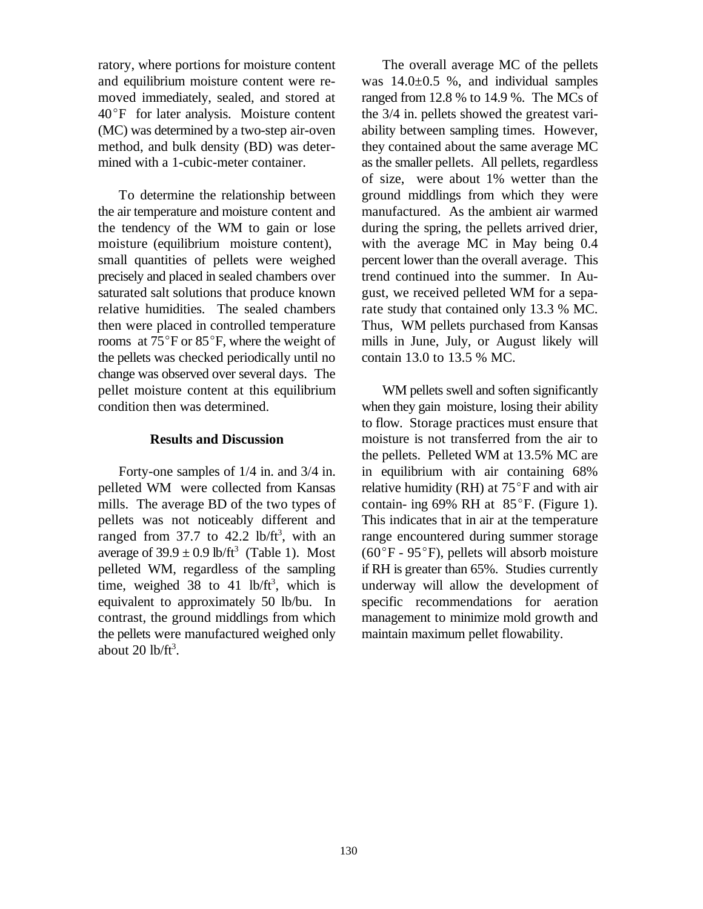ratory, where portions for moisture content and equilibrium moisture content were removed immediately, sealed, and stored at 40°F for later analysis. Moisture content (MC) was determined by a two-step air-oven method, and bulk density (BD) was determined with a 1-cubic-meter container.

To determine the relationship between the air temperature and moisture content and the tendency of the WM to gain or lose moisture (equilibrium moisture content), small quantities of pellets were weighed precisely and placed in sealed chambers over saturated salt solutions that produce known relative humidities. The sealed chambers then were placed in controlled temperature rooms at 75°F or 85°F, where the weight of the pellets was checked periodically until no change was observed over several days. The pellet moisture content at this equilibrium condition then was determined.

## Results and Discussion

Forty-one samples of 1/4 in. and 3/4 in. pelleted WM were collected from Kansas mills. The average BD of the two types of pellets was not noticeably different and ranged from 37.7 to 42.2 lb/ft$^3$, with an average of $39.9 \pm 0.9$ lb/ft$^3$ (Table 1). Most pelleted WM, regardless of the sampling time, weighed 38 to 41 lb/ft$^3$, which is equivalent to approximately 50 lb/bu. In contrast, the ground middlings from which the pellets were manufactured weighed only about 20 lb/ft$^3$.

The overall average MC of the pellets was $14.0 \pm 0.5$ %, and individual samples ranged from 12.8 % to 14.9 %. The MCs of the 3/4 in. pellets showed the greatest variability between sampling times. However, they contained about the same average MC as the smaller pellets. All pellets, regardless of size, were about 1% wetter than the ground middlings from which they were manufactured. As the ambient air warmed during the spring, the pellets arrived drier, with the average MC in May being 0.4 percent lower than the overall average. This trend continued into the summer. In August, we received pelleted WM for a separate study that contained only 13.3 % MC. Thus, WM pellets purchased from Kansas mills in June, July, or August likely will contain 13.0 to 13.5 % MC.

WM pellets swell and soften significantly when they gain moisture, losing their ability to flow. Storage practices must ensure that moisture is not transferred from the air to the pellets. Pelleted WM at 13.5% MC are in equilibrium with air containing 68% relative humidity (RH) at 75°F and with air contain- ing 69% RH at 85°F. (Figure 1). This indicates that in air at the temperature range encountered during summer storage (60°F - 95°F), pellets will absorb moisture if RH is greater than 65%. Studies currently underway will allow the development of specific recommendations for aeration management to minimize mold growth and maintain maximum pellet flowability.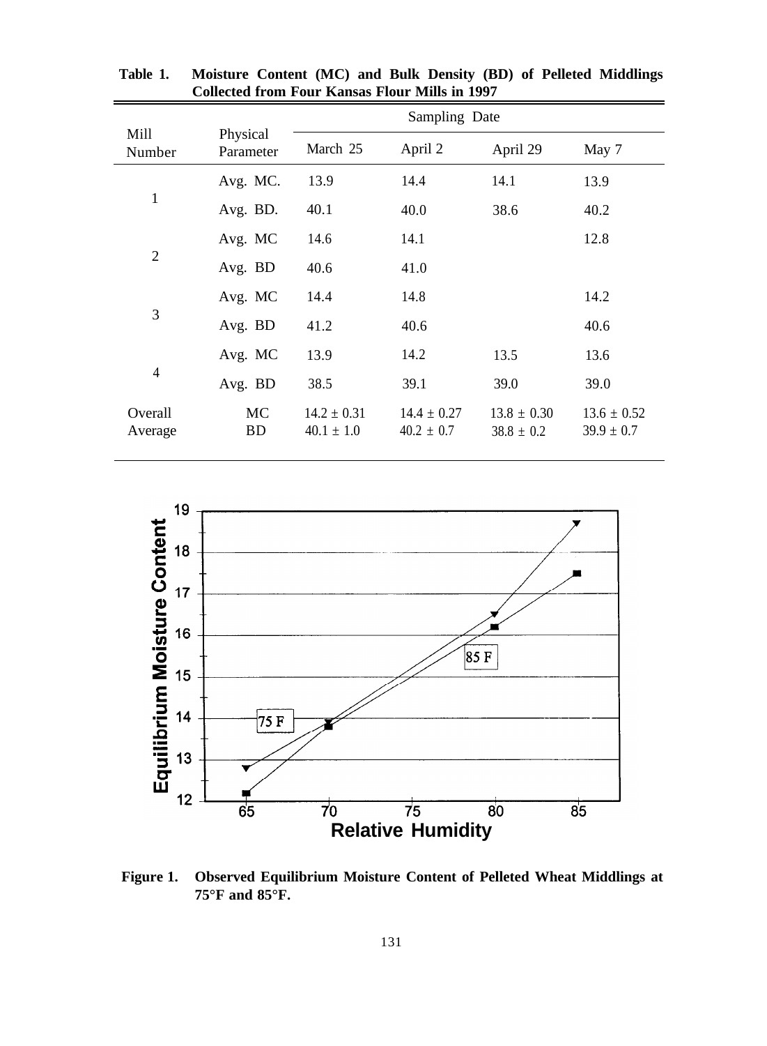**Table 1. Moisture Content (MC) and Bulk Density (BD) of Pelleted Middlings Collected from Four Kansas Flour Mills in 1997**

| Mill Number | Physical Parameter | Sampling Date | | | |
|---|---|---|---|---|---|
| | | March 25 | April 2 | April 29 | May 7 |
| 1 | Avg. MC. | 13.9 | 14.4 | 14.1 | 13.9 |
| | Avg. BD. | 40.1 | 40.0 | 38.6 | 40.2 |
| 2 | Avg. MC | 14.6 | 14.1 | | 12.8 |
| | Avg. BD | 40.6 | 41.0 | | |
| 3 | Avg. MC | 14.4 | 14.8 | | 14.2 |
| | Avg. BD | 41.2 | 40.6 | | 40.6 |
| 4 | Avg. MC | 13.9 | 14.2 | 13.5 | 13.6 |
| | Avg. BD | 38.5 | 39.1 | 39.0 | 39.0 |
| Overall Average | MC | $14.2 \pm 0.31$ | $14.4 \pm 0.27$ | $13.8 \pm 0.30$ | $13.6 \pm 0.52$ |
| | BD | $40.1 \pm 1.0$ | $40.2 \pm 0.7$ | $38.8 \pm 0.2$ | $39.9 \pm 0.7$ |

Equilibrium Moisture Content

19
18
17
16
15
14
13
12

75 F

85 F

65
70
75
80
85

Relative Humidity

**Figure 1. Observed Equilibrium Moisture Content of Pelleted Wheat Middlings at 75°F and 85°F.**